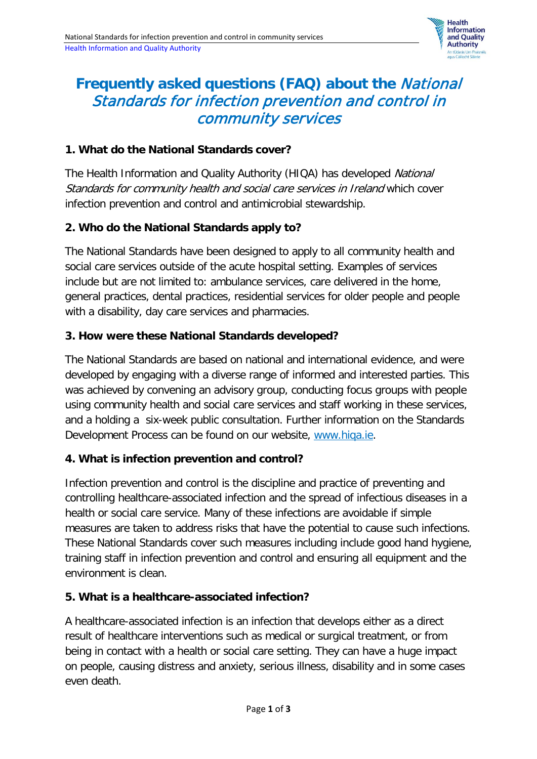# Frequently asked questions (FAQ) about the *National Standards for infection prevention and control in community services*

### 1. What do the National Standards cover?

The Health Information and Quality Authority (HIQA) has developed *National Standards for community health and social care services in Ireland* which cover infection prevention and control and antimicrobial stewardship.

### 2. Who do the National Standards apply to?

The National Standards have been designed to apply to all community health and social care services outside of the acute hospital setting. Examples of services include but are not limited to: ambulance services, care delivered in the home, general practices, dental practices, residential services for older people and people with a disability, day care services and pharmacies.

### 3. How were these National Standards developed?

The National Standards are based on national and international evidence, and were developed by engaging with a diverse range of informed and interested parties. This was achieved by convening an advisory group, conducting focus groups with people using community health and social care services and staff working in these services, and a holding a six-week public consultation. Further information on the Standards Development Process can be found on our website, [www.hiqa.ie](www.hiqa.ie).

### 4. What is infection prevention and control?

Infection prevention and control is the discipline and practice of preventing and controlling healthcare-associated infection and the spread of infectious diseases in a health or social care service. Many of these infections are avoidable if simple measures are taken to address risks that have the potential to cause such infections. These National Standards cover such measures including include good hand hygiene, training staff in infection prevention and control and ensuring all equipment and the environment is clean.

### 5. What is a healthcare-associated infection?

A healthcare-associated infection is an infection that develops either as a direct result of healthcare interventions such as medical or surgical treatment, or from being in contact with a health or social care setting. They can have a huge impact on people, causing distress and anxiety, serious illness, disability and in some cases even death.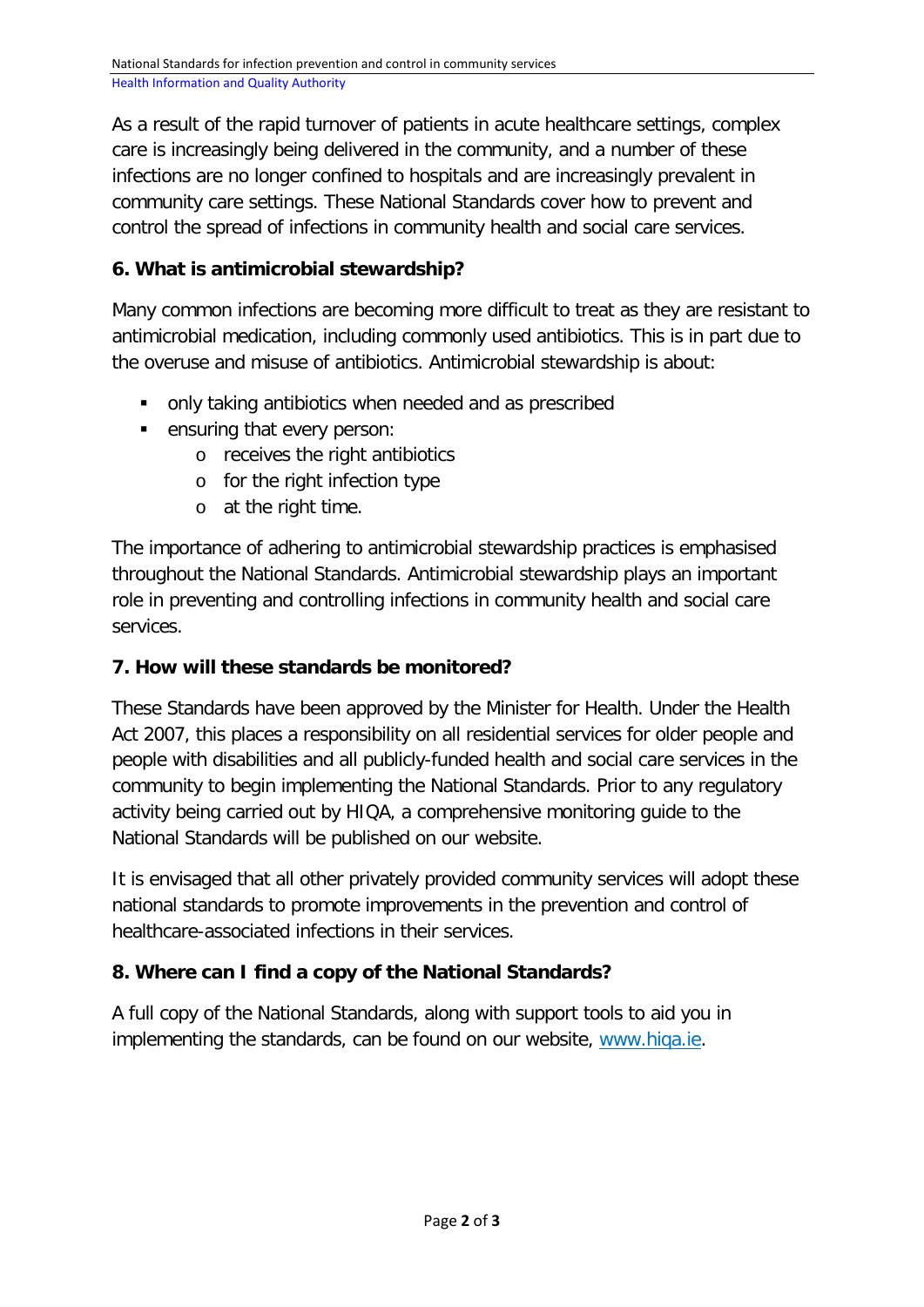As a result of the rapid turnover of patients in acute healthcare settings, complex care is increasingly being delivered in the community, and a number of these infections are no longer confined to hospitals and are increasingly prevalent in community care settings. These National Standards cover how to prevent and control the spread of infections in community health and social care services.

### 6. What is antimicrobial stewardship?

Many common infections are becoming more difficult to treat as they are resistant to antimicrobial medication, including commonly used antibiotics. This is in part due to the overuse and misuse of antibiotics. Antimicrobial stewardship is about:

- only taking antibiotics when needed and as prescribed
- ensuring that every person:
  - receives the right antibiotics
  - for the right infection type
  - at the right time.

The importance of adhering to antimicrobial stewardship practices is emphasised throughout the National Standards. Antimicrobial stewardship plays an important role in preventing and controlling infections in community health and social care services.

### 7. How will these standards be monitored?

These Standards have been approved by the Minister for Health. Under the Health Act 2007, this places a responsibility on all residential services for older people and people with disabilities and all publicly-funded health and social care services in the community to begin implementing the National Standards. Prior to any regulatory activity being carried out by HIQA, a comprehensive monitoring guide to the National Standards will be published on our website.

It is envisaged that all other privately provided community services will adopt these national standards to promote improvements in the prevention and control of healthcare-associated infections in their services.

### 8. Where can I find a copy of the National Standards?

A full copy of the National Standards, along with support tools to aid you in implementing the standards, can be found on our website, [www.hiqa.ie](http://www.hiqa.ie).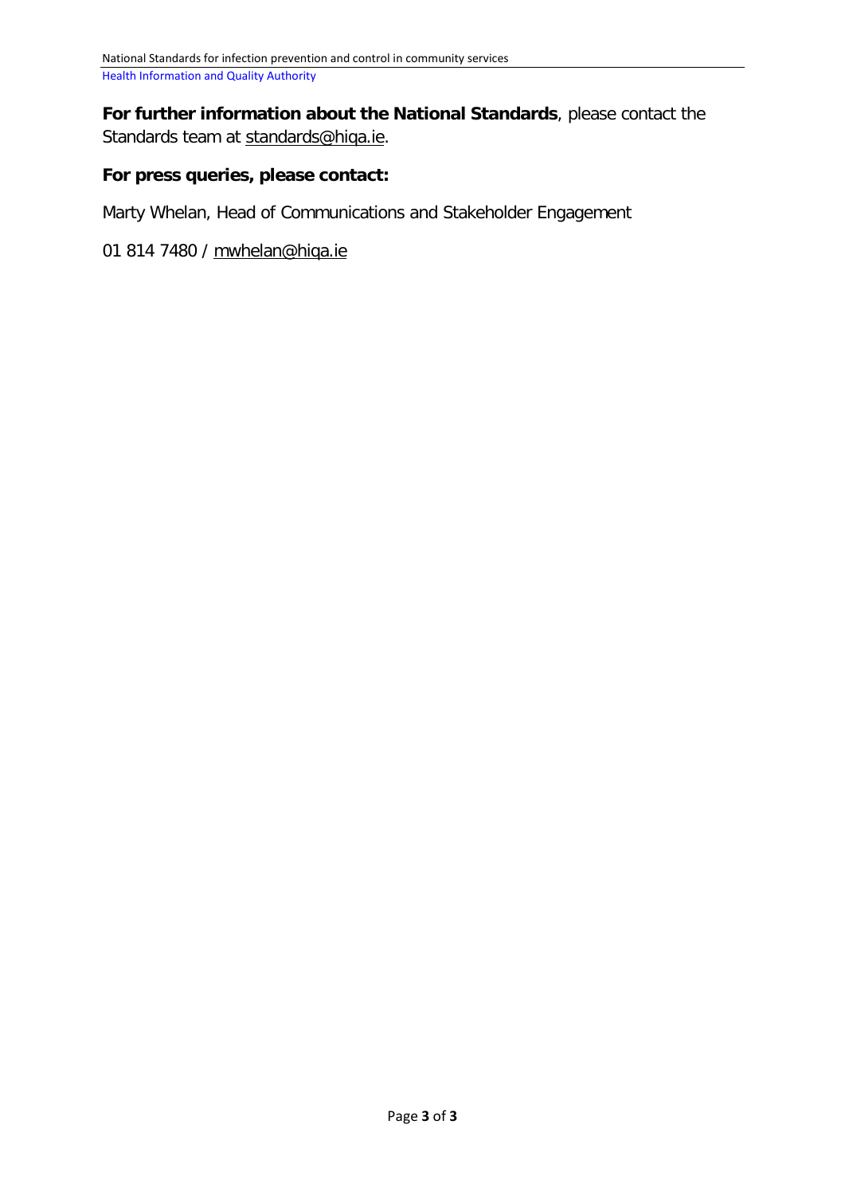**For further information about the National Standards**, please contact the Standards team at standards@hiqa.ie.

**For press queries, please contact:**

Marty Whelan, Head of Communications and Stakeholder Engagement

01 814 7480 / mwhelan@hiqa.ie